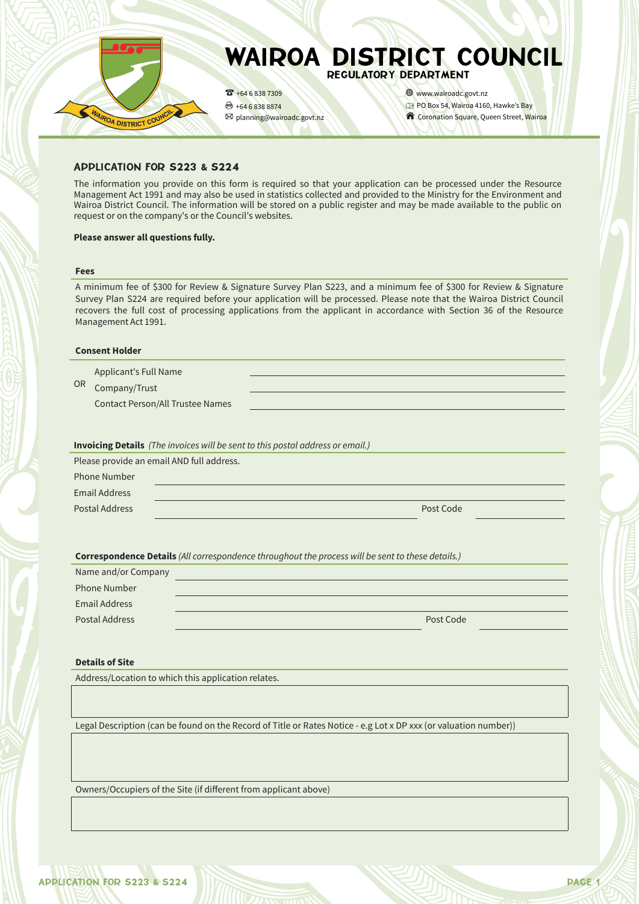# WAIROA DISTRICT COUNCIL

## REGULATORY DEPARTMENT

+64 6 838 7309
+64 6 838 8874
planning@wairoadc.govt.nz

www.wairoadc.govt.nz
PO Box 54, Wairoa 4160, Hawke's Bay
Coronation Square, Queen Street, Wairoa

## APPLICATION FOR S223 & S224

The information you provide on this form is required so that your application can be processed under the Resource Management Act 1991 and may also be used in statistics collected and provided to the Ministry for the Environment and Wairoa District Council. The information will be stored on a public register and may be made available to the public on request or on the company's or the Council's websites.

**Please answer all questions fully.**

### Fees

A minimum fee of $300 for Review & Signature Survey Plan S223, and a minimum fee of $300 for Review & Signature Survey Plan S224 are required before your application will be processed. Please note that the Wairoa District Council recovers the full cost of processing applications from the applicant in accordance with Section 36 of the Resource Management Act 1991.

### Consent Holder

Applicant's Full Name ______________________________

OR Company/Trust ______________________________

Contact Person/All Trustee Names ______________________________

### Invoicing Details *(The invoices will be sent to this postal address or email.)*

Please provide an email AND full address.

Phone Number ______________________________

Email Address ______________________________

Postal Address ______________________________ Post Code ____________

### Correspondence Details *(All correspondence throughout the process will be sent to these details.)*

Name and/or Company ______________________________

Phone Number ______________________________

Email Address ______________________________

Postal Address ______________________________ Post Code ____________

### Details of Site

Address/Location to which this application relates.

______________________________

Legal Description (can be found on the Record of Title or Rates Notice - e.g Lot x DP xxx (or valuation number))

______________________________

Owners/Occupiers of the Site (if different from applicant above)

______________________________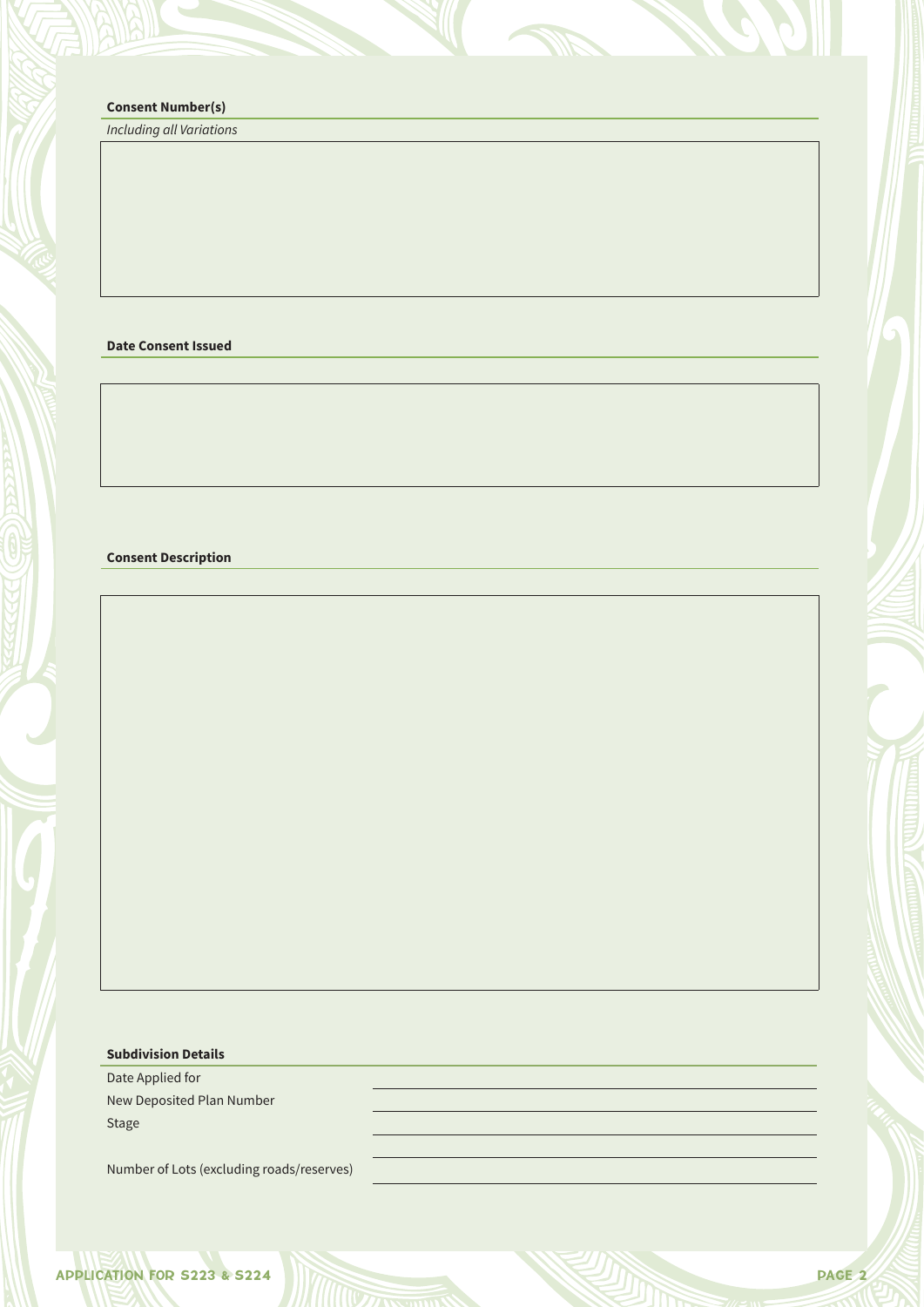**Consent Number(s)**

*Including all Variations*

**Date Consent Issued**

**Consent Description**

**Subdivision Details**

Date Applied for

New Deposited Plan Number

Stage

Number of Lots (excluding roads/reserves)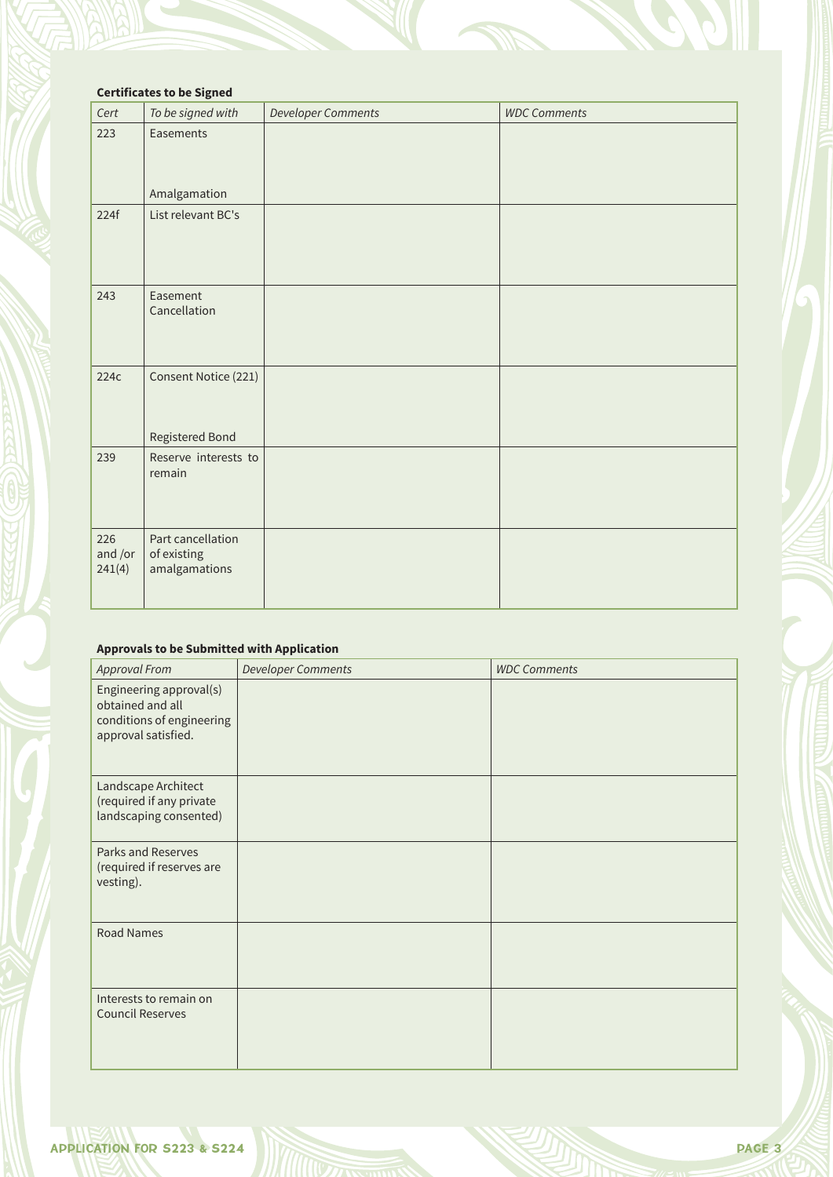**Certificates to be Signed**

| *Cert* | *To be signed with* | *Developer Comments* | *WDC Comments* |
|---|---|---|---|
| 223 | Easements<br><br>Amalgamation | | |
| 224f | List relevant BC's | | |
| 243 | Easement Cancellation | | |
| 224c | Consent Notice (221)<br><br>Registered Bond | | |
| 239 | Reserve interests to remain | | |
| 226 and /or 241(4) | Part cancellation of existing amalgamations | | |

**Approvals to be Submitted with Application**

| *Approval From* | *Developer Comments* | *WDC Comments* |
|---|---|---|
| Engineering approval(s) obtained and all conditions of engineering approval satisfied. | | |
| Landscape Architect (required if any private landscaping consented) | | |
| Parks and Reserves (required if reserves are vesting). | | |
| Road Names | | |
| Interests to remain on Council Reserves | | |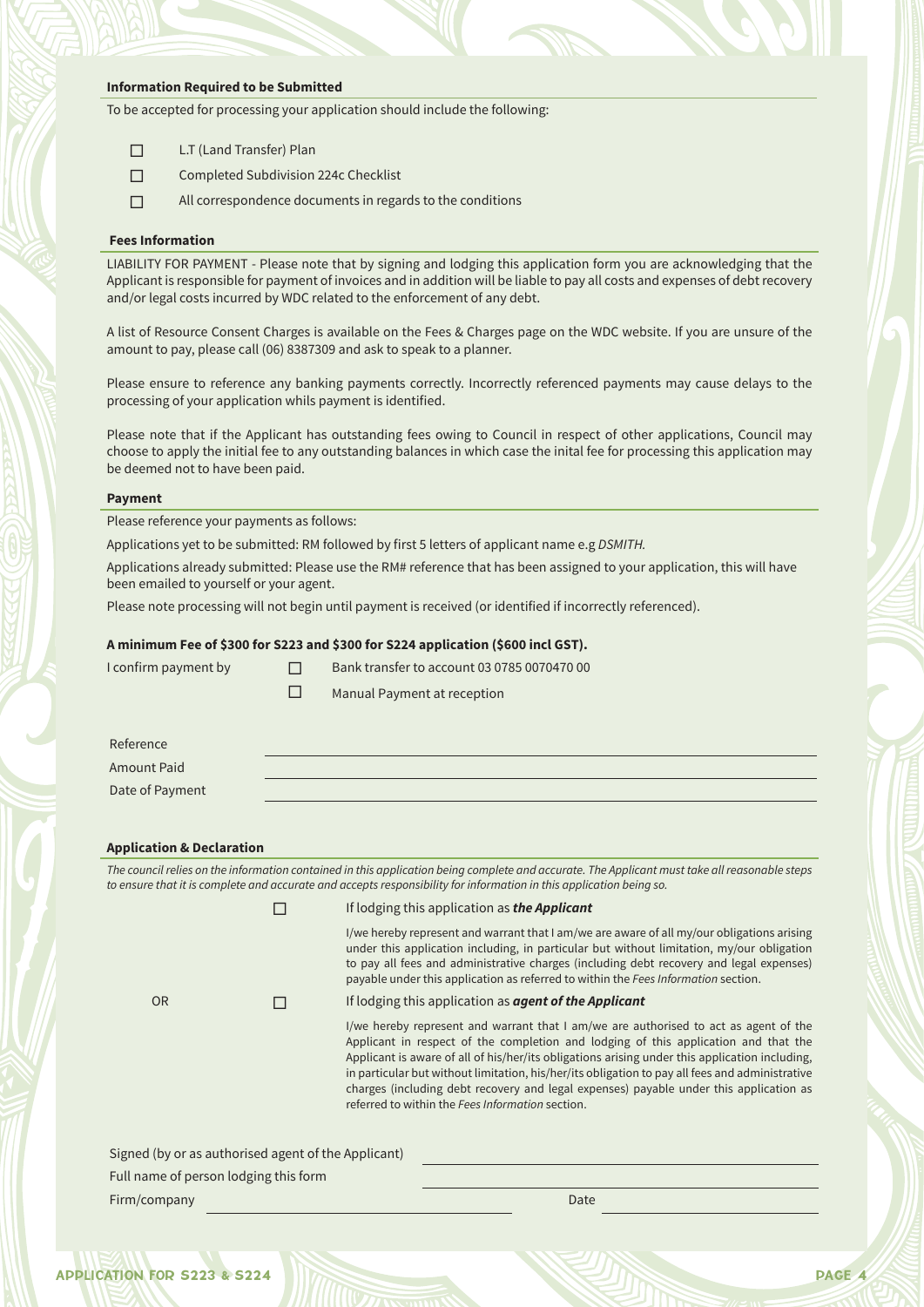### Information Required to be Submitted

To be accepted for processing your application should include the following:

- ☐ L.T (Land Transfer) Plan
- ☐ Completed Subdivision 224c Checklist
- ☐ All correspondence documents in regards to the conditions

### Fees Information

LIABILITY FOR PAYMENT - Please note that by signing and lodging this application form you are acknowledging that the Applicant is responsible for payment of invoices and in addition will be liable to pay all costs and expenses of debt recovery and/or legal costs incurred by WDC related to the enforcement of any debt.

A list of Resource Consent Charges is available on the Fees & Charges page on the WDC website. If you are unsure of the amount to pay, please call (06) 8387309 and ask to speak to a planner.

Please ensure to reference any banking payments correctly. Incorrectly referenced payments may cause delays to the processing of your application whils payment is identified.

Please note that if the Applicant has outstanding fees owing to Council in respect of other applications, Council may choose to apply the initial fee to any outstanding balances in which case the inital fee for processing this application may be deemed not to have been paid.

### Payment

Please reference your payments as follows:

Applications yet to be submitted: RM followed by first 5 letters of applicant name e.g *DSMITH.*

Applications already submitted: Please use the RM# reference that has been assigned to your application, this will have been emailed to yourself or your agent.

Please note processing will not begin until payment is received (or identified if incorrectly referenced).

**A minimum Fee of $300 for S223 and $300 for S224 application ($600 incl GST).**

I confirm payment by

- ☐ Bank transfer to account 03 0785 0070470 00
- ☐ Manual Payment at reception

Reference ____________________

Amount Paid ____________________

Date of Payment ____________________

### Application & Declaration

*The council relies on the information contained in this application being complete and accurate. The Applicant must take all reasonable steps to ensure that it is complete and accurate and accepts responsibility for information in this application being so.*

☐ If lodging this application as ***the Applicant***

I/we hereby represent and warrant that I am/we are aware of all my/our obligations arising under this application including, in particular but without limitation, my/our obligation to pay all fees and administrative charges (including debt recovery and legal expenses) payable under this application as referred to within the *Fees Information* section.

OR

☐ If lodging this application as ***agent of the Applicant***

I/we hereby represent and warrant that I am/we are authorised to act as agent of the Applicant in respect of the completion and lodging of this application and that the Applicant is aware of all of his/her/its obligations arising under this application including, in particular but without limitation, his/her/its obligation to pay all fees and administrative charges (including debt recovery and legal expenses) payable under this application as referred to within the *Fees Information* section.

Signed (by or as authorised agent of the Applicant) ____________________

Full name of person lodging this form ____________________

Firm/company ____________________ Date ____________________